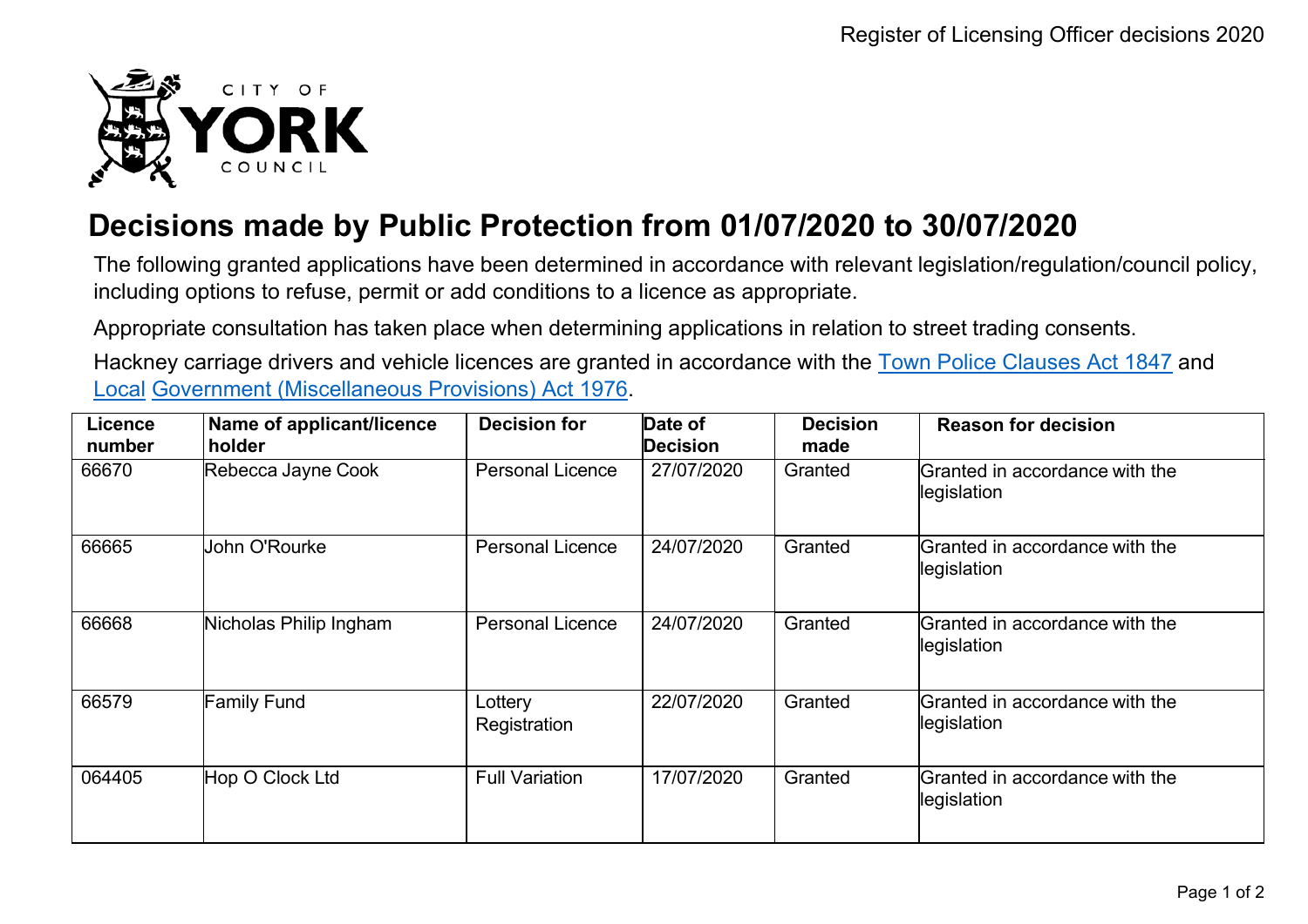# Decisions made by Public Protection from 01/07/2020 to 30/07/2020

The following granted applications have been determined in accordance with relevant legislation/regulation/council policy, including options to refuse, permit or add conditions to a licence as appropriate.

Appropriate consultation has taken place when determining applications in relation to street trading consents.

Hackney carriage drivers and vehicle licences are granted in accordance with the [Town Police Clauses Act 1847] and [Local] [Government (Miscellaneous Provisions) Act 1976].

| Licence number | Name of applicant/licence holder | Decision for | Date of Decision | Decision made | Reason for decision |
|---|---|---|---|---|---|
| 66670 | Rebecca Jayne Cook | Personal Licence | 27/07/2020 | Granted | Granted in accordance with the legislation |
| 66665 | John O'Rourke | Personal Licence | 24/07/2020 | Granted | Granted in accordance with the legislation |
| 66668 | Nicholas Philip Ingham | Personal Licence | 24/07/2020 | Granted | Granted in accordance with the legislation |
| 66579 | Family Fund | Lottery Registration | 22/07/2020 | Granted | Granted in accordance with the legislation |
| 064405 | Hop O Clock Ltd | Full Variation | 17/07/2020 | Granted | Granted in accordance with the legislation |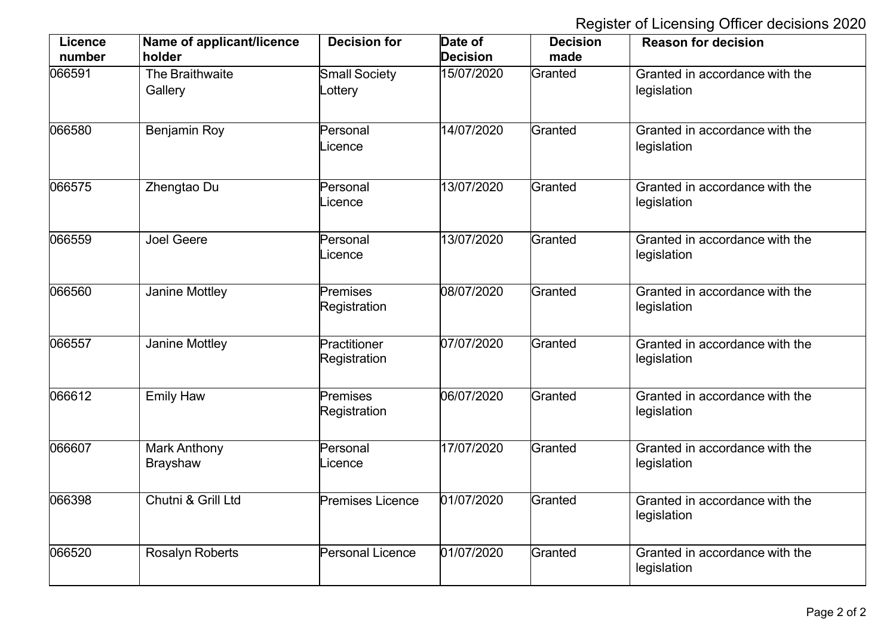Register of Licensing Officer decisions 2020

| Licence number | Name of applicant/licence holder | Decision for | Date of Decision | Decision made | Reason for decision |
|---|---|---|---|---|---|
| 066591 | The Braithwaite Gallery | Small Society Lottery | 15/07/2020 | Granted | Granted in accordance with the legislation |
| 066580 | Benjamin Roy | Personal Licence | 14/07/2020 | Granted | Granted in accordance with the legislation |
| 066575 | Zhengtao Du | Personal Licence | 13/07/2020 | Granted | Granted in accordance with the legislation |
| 066559 | Joel Geere | Personal Licence | 13/07/2020 | Granted | Granted in accordance with the legislation |
| 066560 | Janine Mottley | Premises Registration | 08/07/2020 | Granted | Granted in accordance with the legislation |
| 066557 | Janine Mottley | Practitioner Registration | 07/07/2020 | Granted | Granted in accordance with the legislation |
| 066612 | Emily Haw | Premises Registration | 06/07/2020 | Granted | Granted in accordance with the legislation |
| 066607 | Mark Anthony Brayshaw | Personal Licence | 17/07/2020 | Granted | Granted in accordance with the legislation |
| 066398 | Chutni & Grill Ltd | Premises Licence | 01/07/2020 | Granted | Granted in accordance with the legislation |
| 066520 | Rosalyn Roberts | Personal Licence | 01/07/2020 | Granted | Granted in accordance with the legislation |